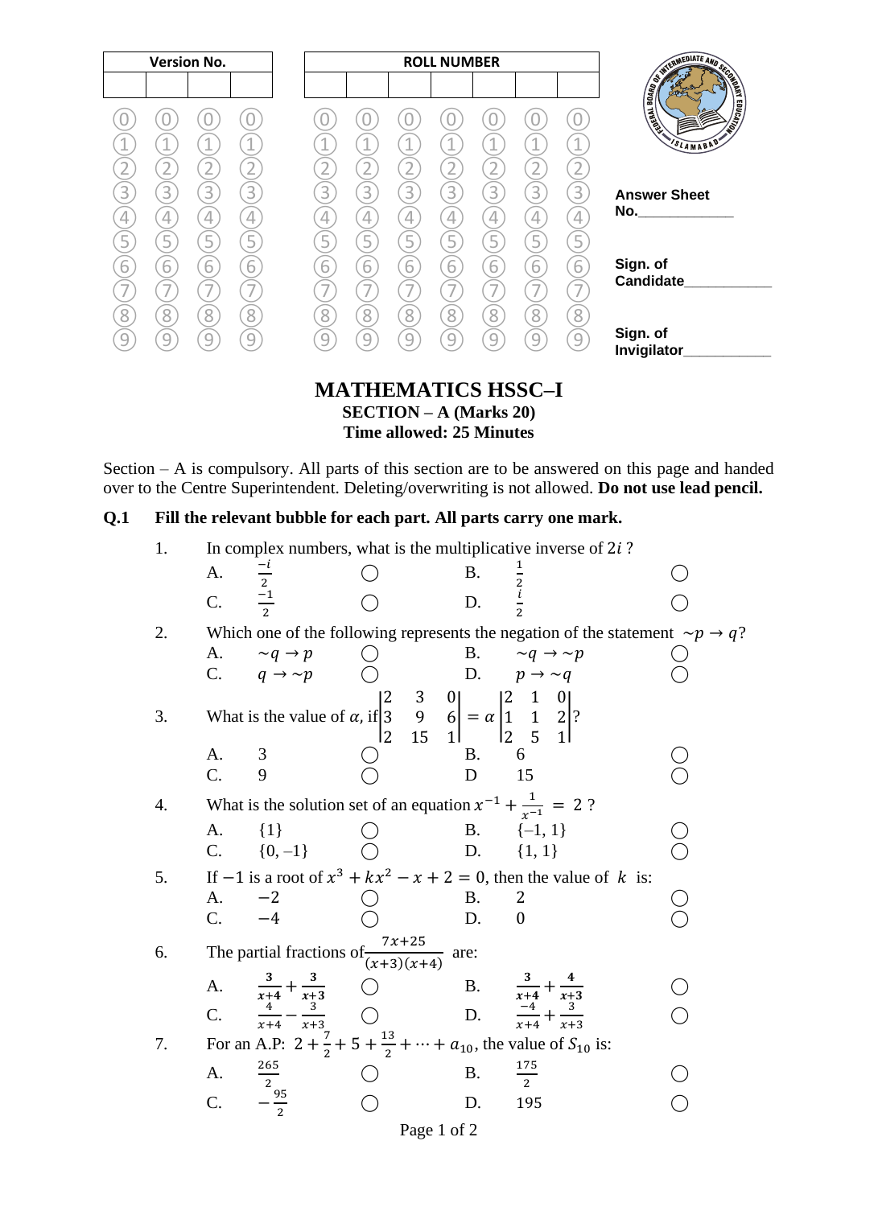| Version No. | | | |
|---|---|---|---|
| | | | |

| ROLL NUMBER | | | | | | |
|---|---|---|---|---|---|---|
| | | | | | | |

Answer Sheet No.____________

Sign. of Candidate___________

Sign. of Invigilator___________

# MATHEMATICS HSSC–I

## SECTION – A (Marks 20)

**Time allowed: 25 Minutes**

Section – A is compulsory. All parts of this section are to be answered on this page and handed over to the Centre Superintendent. Deleting/overwriting is not allowed. **Do not use lead pencil.**

**Q.1 Fill the relevant bubble for each part. All parts carry one mark.**

1. In complex numbers, what is the multiplicative inverse of $2i$ ?
   - A. $\frac{-i}{2}$
   - B. $\frac{1}{2}$
   - C. $\frac{-1}{2}$
   - D. $\frac{i}{2}$

2. Which one of the following represents the negation of the statement $\sim p \rightarrow q$?
   - A. $\sim q \rightarrow p$
   - B. $\sim q \rightarrow \sim p$
   - C. $q \rightarrow \sim p$
   - D. $p \rightarrow \sim q$

3. What is the value of $\alpha$, if $\begin{vmatrix} 2 & 3 & 0 \\ 3 & 9 & 6 \\ 2 & 15 & 1 \end{vmatrix} = \alpha \begin{vmatrix} 2 & 1 & 0 \\ 1 & 1 & 2 \\ 2 & 5 & 1 \end{vmatrix}$?
   - A. 3
   - B. 6
   - C. 9
   - D 15

4. What is the solution set of an equation $x^{-1} + \frac{1}{x^{-1}} = 2$ ?
   - A. $\{1\}$
   - B. $\{-1, 1\}$
   - C. $\{0, -1\}$
   - D. $\{1, 1\}$

5. If $-1$ is a root of $x^3 + kx^2 - x + 2 = 0$, then the value of $k$ is:
   - A. $-2$
   - B. $2$
   - C. $-4$
   - D. $0$

6. The partial fractions of $\frac{7x+25}{(x+3)(x+4)}$ are:
   - A. $\frac{3}{x+4} + \frac{3}{x+3}$
   - B. $\frac{3}{x+4} + \frac{4}{x+3}$
   - C. $\frac{4}{x+4} - \frac{3}{x+3}$
   - D. $\frac{-4}{x+4} + \frac{3}{x+3}$

7. For an A.P: $2 + \frac{7}{2} + 5 + \frac{13}{2} + \cdots + a_{10}$, the value of $S_{10}$ is:
   - A. $\frac{265}{2}$
   - B. $\frac{175}{2}$
   - C. $-\frac{95}{2}$
   - D. 195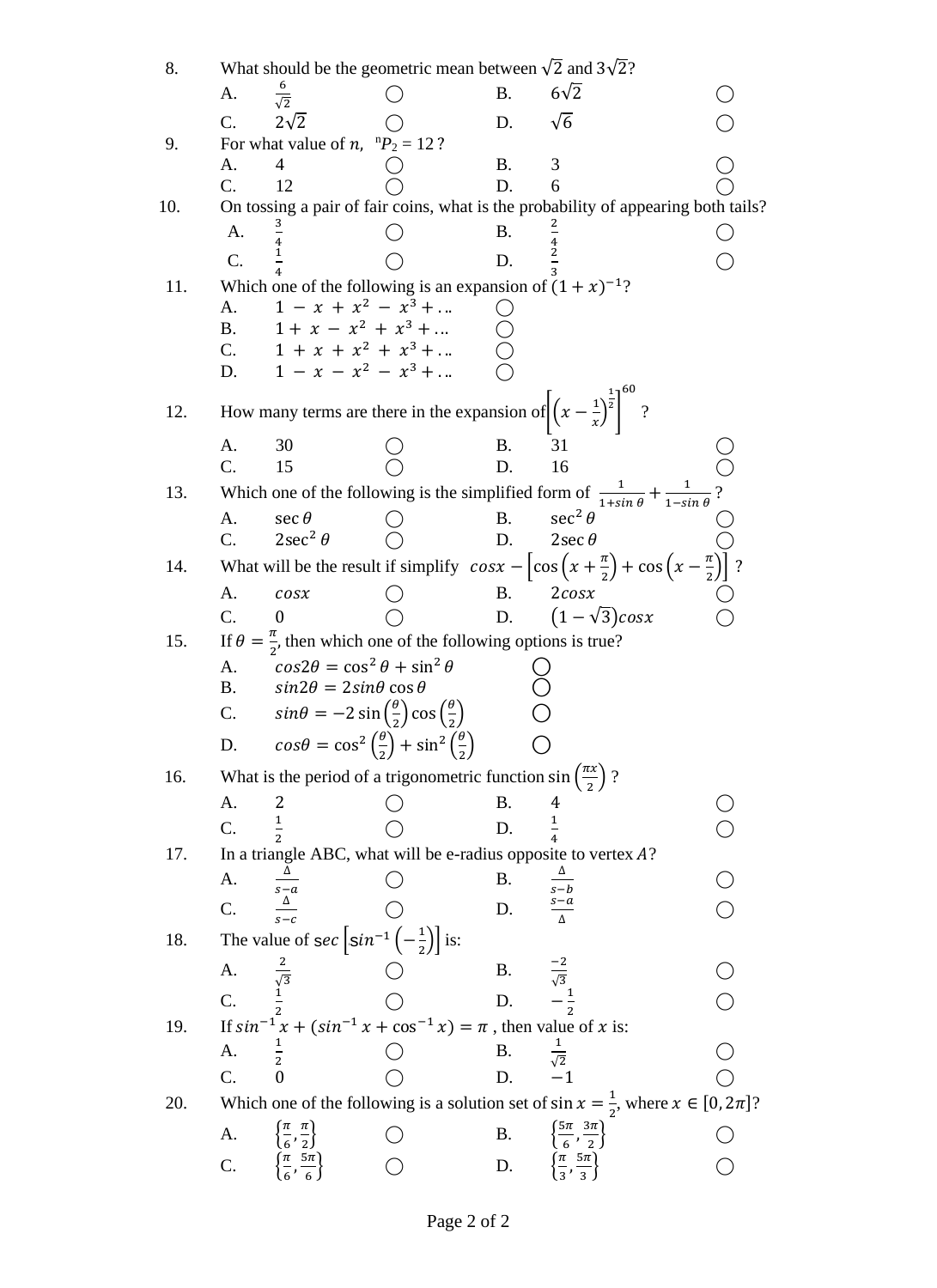8. What should be the geometric mean between $\sqrt{2}$ and $3\sqrt{2}$?

A. $\frac{6}{\sqrt{2}}$ ◯ B. $6\sqrt{2}$ ◯
C. $2\sqrt{2}$ ◯ D. $\sqrt{6}$ ◯

9. For what value of $n$, ${}^{n}P_{2} = 12$ ?

A. 4 ◯ B. 3 ◯
C. 12 ◯ D. 6 ◯

10. On tossing a pair of fair coins, what is the probability of appearing both tails?

A. $\frac{3}{4}$ ◯ B. $\frac{2}{4}$ ◯
C. $\frac{1}{4}$ ◯ D. $\frac{2}{3}$ ◯

11. Which one of the following is an expansion of $(1 + x)^{-1}$?

A. $1 - x + x^2 - x^3 + \ldots$ ◯
B. $1 + x - x^2 + x^3 + \ldots$ ◯
C. $1 + x + x^2 + x^3 + \ldots$ ◯
D. $1 - x - x^2 - x^3 + \ldots$ ◯

12. How many terms are there in the expansion of $\left[\left(x - \frac{1}{x}\right)^{\frac{1}{2}}\right]^{60}$ ?

A. 30 ◯ B. 31 ◯
C. 15 ◯ D. 16 ◯

13. Which one of the following is the simplified form of $\frac{1}{1+\sin\theta} + \frac{1}{1-\sin\theta}$ ?

A. $\sec\theta$ ◯ B. $\sec^2\theta$ ◯
C. $2\sec^2\theta$ ◯ D. $2\sec\theta$ ◯

14. What will be the result if simplify $\cos x - \left[\cos\left(x + \frac{\pi}{2}\right) + \cos\left(x - \frac{\pi}{2}\right)\right]$ ?

A. $\cos x$ ◯ B. $2\cos x$ ◯
C. 0 ◯ D. $(1 - \sqrt{3})\cos x$ ◯

15. If $\theta = \frac{\pi}{2}$, then which one of the following options is true?

A. $\cos 2\theta = \cos^2\theta + \sin^2\theta$ ◯
B. $\sin 2\theta = 2\sin\theta\cos\theta$ ◯
C. $\sin\theta = -2\sin\left(\frac{\theta}{2}\right)\cos\left(\frac{\theta}{2}\right)$ ◯
D. $\cos\theta = \cos^2\left(\frac{\theta}{2}\right) + \sin^2\left(\frac{\theta}{2}\right)$ ◯

16. What is the period of a trigonometric function $\sin\left(\frac{\pi x}{2}\right)$ ?

A. 2 ◯ B. 4 ◯
C. $\frac{1}{2}$ ◯ D. $\frac{1}{4}$ ◯

17. In a triangle ABC, what will be e-radius opposite to vertex $A$?

A. $\frac{\Delta}{s-a}$ ◯ B. $\frac{\Delta}{s-b}$ ◯
C. $\frac{\Delta}{s-c}$ ◯ D. $\frac{s-a}{\Delta}$ ◯

18. The value of $\sec\left[\sin^{-1}\left(-\frac{1}{2}\right)\right]$ is:

A. $\frac{2}{\sqrt{3}}$ ◯ B. $\frac{-2}{\sqrt{3}}$ ◯
C. $\frac{1}{2}$ ◯ D. $-\frac{1}{2}$ ◯

19. If $\sin^{-1}x + (\sin^{-1}x + \cos^{-1}x) = \pi$ , then value of $x$ is:

A. $\frac{1}{2}$ ◯ B. $\frac{1}{\sqrt{2}}$ ◯
C. 0 ◯ D. $-1$ ◯

20. Which one of the following is a solution set of $\sin x = \frac{1}{2}$, where $x \in [0, 2\pi]$?

A. $\left\{\frac{\pi}{6}, \frac{\pi}{2}\right\}$ ◯ B. $\left\{\frac{5\pi}{6}, \frac{3\pi}{2}\right\}$ ◯
C. $\left\{\frac{\pi}{6}, \frac{5\pi}{6}\right\}$ ◯ D. $\left\{\frac{\pi}{3}, \frac{5\pi}{3}\right\}$ ◯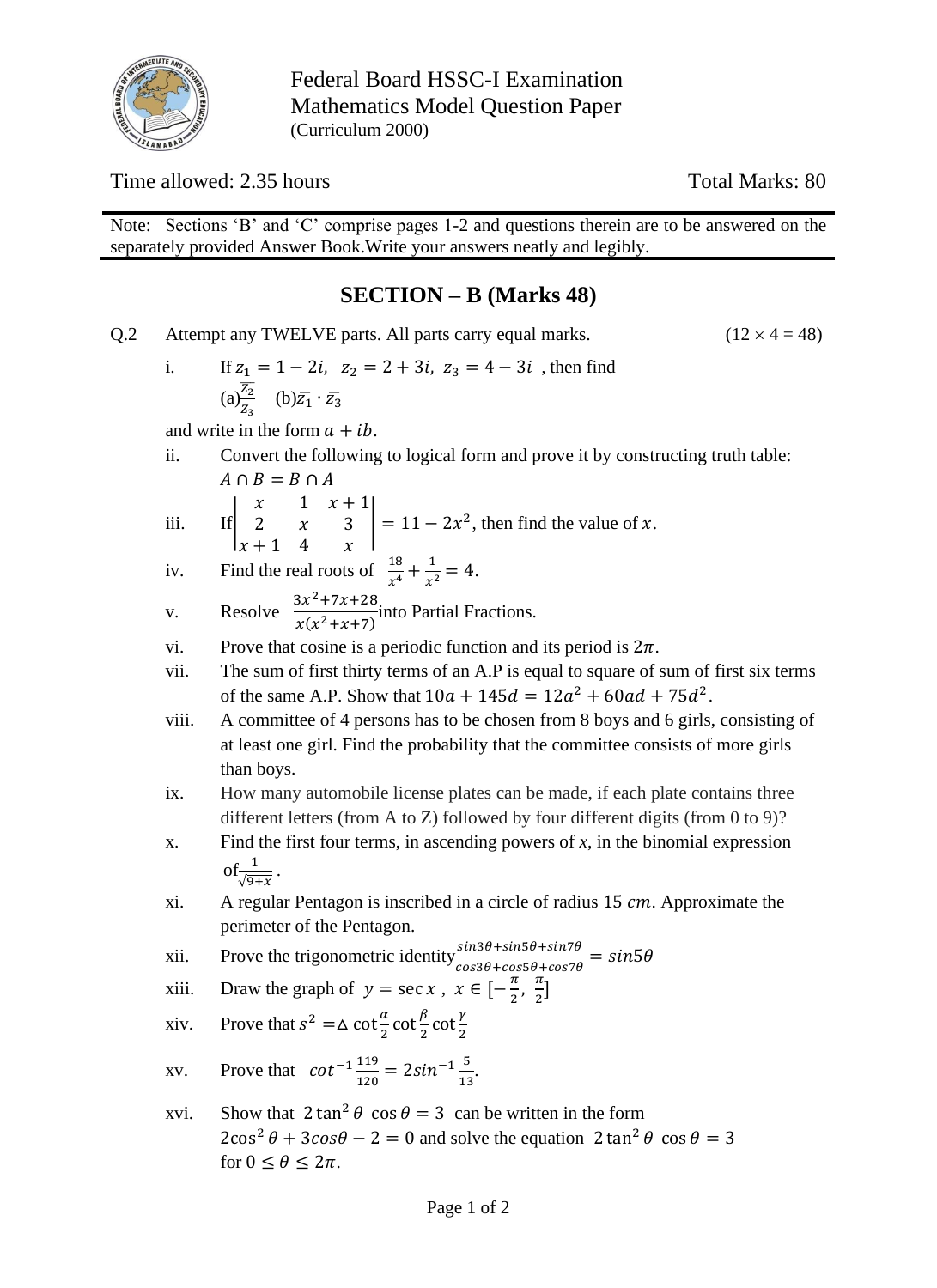Federal Board HSSC-I Examination
Mathematics Model Question Paper
(Curriculum 2000)

Time allowed: 2.35 hours | Total Marks: 80

Note: Sections 'B' and 'C' comprise pages 1-2 and questions therein are to be answered on the separately provided Answer Book.Write your answers neatly and legibly.

## SECTION – B (Marks 48)

Q.2 Attempt any TWELVE parts. All parts carry equal marks. $(12 \times 4 = 48)$

i. If $z_1 = 1 - 2i,\ \ z_2 = 2 + 3i,\ z_3 = 4 - 3i$ , then find
(a)$\frac{\overline{z_2}}{z_3}$ (b)$\overline{z_1} \cdot \overline{z_3}$

and write in the form $a + ib$.

ii. Convert the following to logical form and prove it by constructing truth table:
$A \cap B = B \cap A$

iii. If $\begin{vmatrix} x & 1 & x+1 \\ 2 & x & 3 \\ x+1 & 4 & x \end{vmatrix} = 11 - 2x^2$, then find the value of $x$.

iv. Find the real roots of $\frac{18}{x^4} + \frac{1}{x^2} = 4$.

v. Resolve $\frac{3x^2+7x+28}{x(x^2+x+7)}$into Partial Fractions.

vi. Prove that cosine is a periodic function and its period is $2\pi$.

vii. The sum of first thirty terms of an A.P is equal to square of sum of first six terms of the same A.P. Show that $10a + 145d = 12a^2 + 60ad + 75d^2$.

viii. A committee of 4 persons has to be chosen from 8 boys and 6 girls, consisting of at least one girl. Find the probability that the committee consists of more girls than boys.

ix. How many automobile license plates can be made, if each plate contains three different letters (from A to Z) followed by four different digits (from 0 to 9)?

x. Find the first four terms, in ascending powers of *x*, in the binomial expression of$\frac{1}{\sqrt{9+x}}$.

xi. A regular Pentagon is inscribed in a circle of radius 15 $cm$. Approximate the perimeter of the Pentagon.

xii. Prove the trigonometric identity$\frac{sin3\theta+sin5\theta+sin7\theta}{cos3\theta+cos5\theta+cos7\theta} = sin5\theta$

xiii. Draw the graph of $y = \sec x\ ,\ x \in [-\frac{\pi}{2},\ \frac{\pi}{2}]$

xiv. Prove that $s^2 = \Delta \cot\frac{\alpha}{2} \cot\frac{\beta}{2} \cot\frac{\gamma}{2}$

xv. Prove that $cot^{-1}\frac{119}{120} = 2sin^{-1}\frac{5}{13}$.

xvi. Show that $2\tan^2\theta\ \cos\theta = 3$ can be written in the form
$2\cos^2\theta + 3cos\theta - 2 = 0$ and solve the equation $2\tan^2\theta\ \cos\theta = 3$
for $0 \le \theta \le 2\pi$.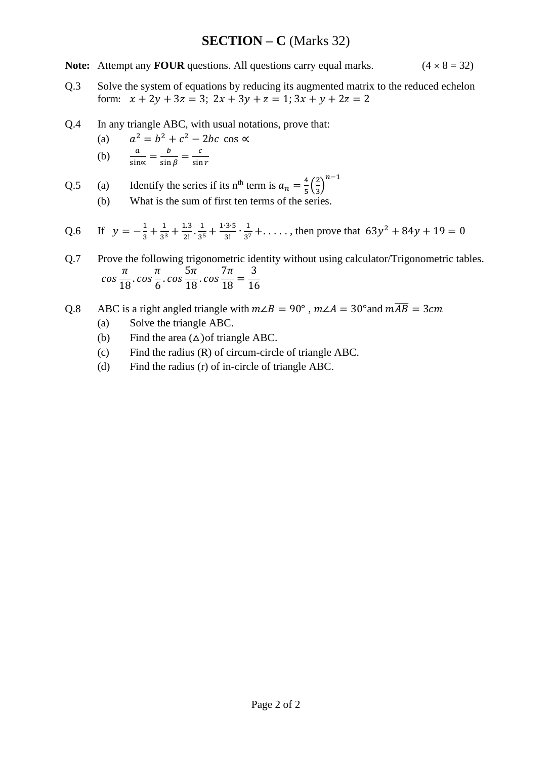## SECTION – C (Marks 32)

**Note:** Attempt any **FOUR** questions. All questions carry equal marks. (4 × 8 = 32)

Q.3 Solve the system of equations by reducing its augmented matrix to the reduced echelon form: $x + 2y + 3z = 3;\ 2x + 3y + z = 1; 3x + y + 2z = 2$

Q.4 In any triangle ABC, with usual notations, prove that:

(a) $a^2 = b^2 + c^2 - 2bc\ \cos \propto$

(b) $\frac{a}{\sin\propto} = \frac{b}{\sin\beta} = \frac{c}{\sin r}$

Q.5 (a) Identify the series if its n[th] term is $a_n = \frac{4}{5}\left(\frac{2}{3}\right)^{n-1}$

(b) What is the sum of first ten terms of the series.

Q.6 If $y = -\frac{1}{3} + \frac{1}{3^3} + \frac{1.3}{2!}.\frac{1}{3^5} + \frac{1\cdot3\cdot5}{3!}\cdot\frac{1}{3^7} + \ldots\ldots$, then prove that $63y^2 + 84y + 19 = 0$

Q.7 Prove the following trigonometric identity without using calculator/Trigonometric tables.

$$cos\frac{\pi}{18}.cos\frac{\pi}{6}.cos\frac{5\pi}{18}.cos\frac{7\pi}{18} = \frac{3}{16}$$

Q.8 ABC is a right angled triangle with $m\angle B = 90°$ , $m\angle A = 30°$and $m\overline{AB} = 3cm$

(a) Solve the triangle ABC.

(b) Find the area (△)of triangle ABC.

(c) Find the radius (R) of circum-circle of triangle ABC.

(d) Find the radius (r) of in-circle of triangle ABC.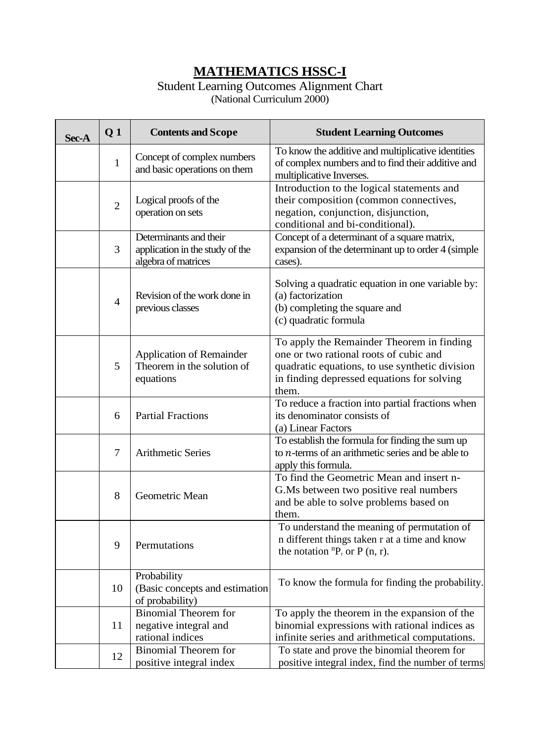# MATHEMATICS HSSC-I

Student Learning Outcomes Alignment Chart

(National Curriculum 2000)

| Sec-A | Q 1 | Contents and Scope | Student Learning Outcomes |
|---|---|---|---|
| | 1 | Concept of complex numbers and basic operations on them | To know the additive and multiplicative identities of complex numbers and to find their additive and multiplicative Inverses. |
| | 2 | Logical proofs of the operation on sets | Introduction to the logical statements and their composition (common connectives, negation, conjunction, disjunction, conditional and bi-conditional). |
| | 3 | Determinants and their application in the study of the algebra of matrices | Concept of a determinant of a square matrix, expansion of the determinant up to order 4 (simple cases). |
| | 4 | Revision of the work done in previous classes | Solving a quadratic equation in one variable by:<br>(a) factorization<br>(b) completing the square and<br>(c) quadratic formula |
| | 5 | Application of Remainder Theorem in the solution of equations | To apply the Remainder Theorem in finding one or two rational roots of cubic and quadratic equations, to use synthetic division in finding depressed equations for solving them. |
| | 6 | Partial Fractions | To reduce a fraction into partial fractions when its denominator consists of<br>(a) Linear Factors |
| | 7 | Arithmetic Series | To establish the formula for finding the sum up to $n$-terms of an arithmetic series and be able to apply this formula. |
| | 8 | Geometric Mean | To find the Geometric Mean and insert n-G.Ms between two positive real numbers and be able to solve problems based on them. |
| | 9 | Permutations | To understand the meaning of permutation of n different things taken r at a time and know the notation ${}^{n}P_{r}$ or P (n, r). |
| | 10 | Probability (Basic concepts and estimation of probability) | To know the formula for finding the probability. |
| | 11 | Binomial Theorem for negative integral and rational indices | To apply the theorem in the expansion of the binomial expressions with rational indices as infinite series and arithmetical computations. |
| | 12 | Binomial Theorem for positive integral index | To state and prove the binomial theorem for positive integral index, find the number of terms |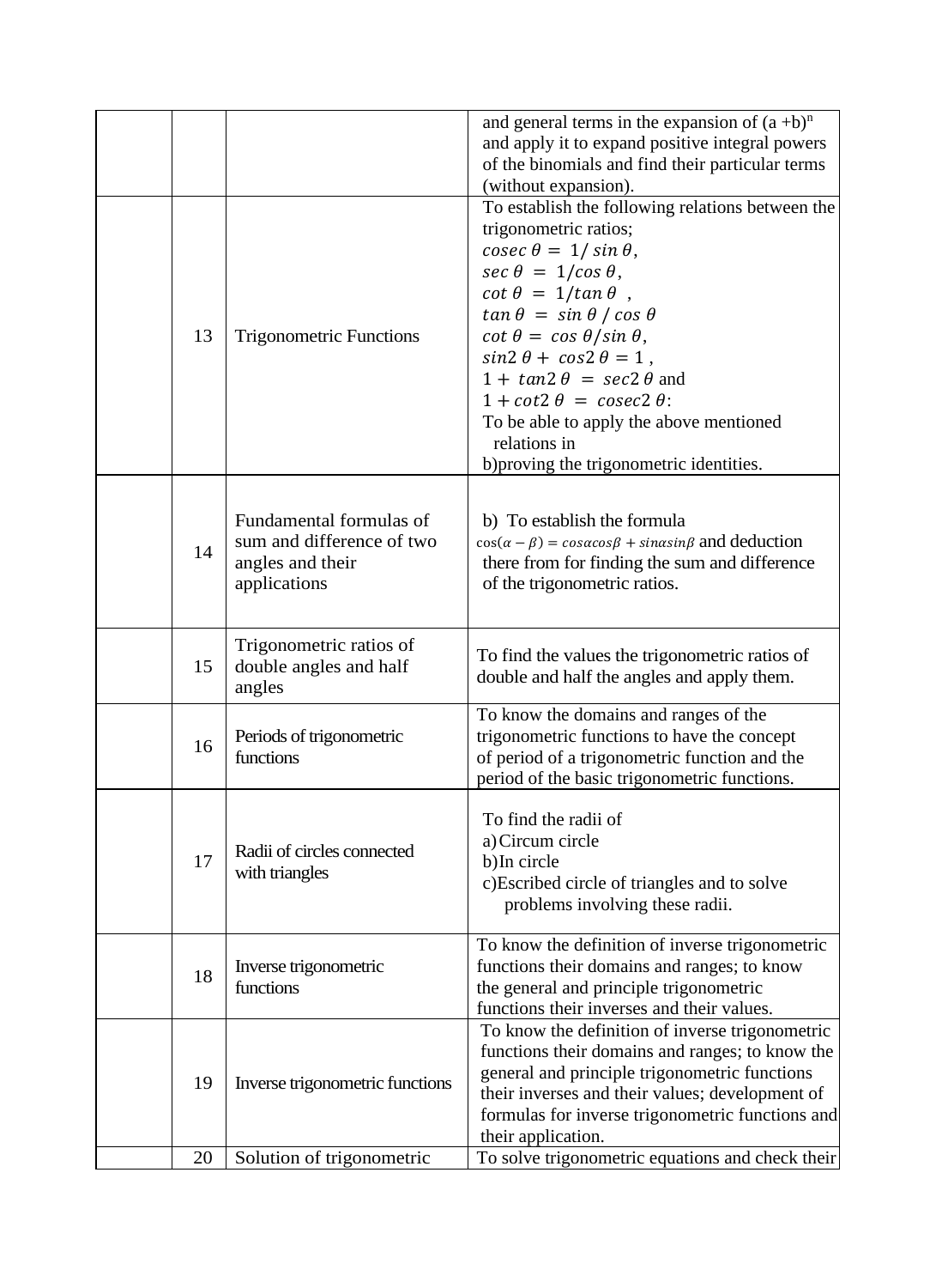| | | | |
|---|---|---|---|
| | | | and general terms in the expansion of $(a+b)^n$ and apply it to expand positive integral powers of the binomials and find their particular terms (without expansion). |
| | 13 | Trigonometric Functions | To establish the following relations between the trigonometric ratios; $cosec\,\theta = 1/\sin\theta$, $\sec\theta = 1/\cos\theta$, $\cot\theta = 1/\tan\theta$ , $\tan\theta = \sin\theta / \cos\theta$ $\cot\theta = \cos\theta/\sin\theta$, $\sin2\,\theta + \cos2\,\theta = 1$ , $1 + \tan2\,\theta = \sec2\,\theta$ and $1 + \cot2\,\theta = cosec2\,\theta$: To be able to apply the above mentioned relations in b)proving the trigonometric identities. |
| | 14 | Fundamental formulas of sum and difference of two angles and their applications | b) To establish the formula $\cos(\alpha-\beta) = \cos\alpha\cos\beta + \sin\alpha\sin\beta$ and deduction there from for finding the sum and difference of the trigonometric ratios. |
| | 15 | Trigonometric ratios of double angles and half angles | To find the values the trigonometric ratios of double and half the angles and apply them. |
| | 16 | Periods of trigonometric functions | To know the domains and ranges of the trigonometric functions to have the concept of period of a trigonometric function and the period of the basic trigonometric functions. |
| | 17 | Radii of circles connected with triangles | To find the radii of a)Circum circle b)In circle c)Escribed circle of triangles and to solve problems involving these radii. |
| | 18 | Inverse trigonometric functions | To know the definition of inverse trigonometric functions their domains and ranges; to know the general and principle trigonometric functions their inverses and their values. |
| | 19 | Inverse trigonometric functions | To know the definition of inverse trigonometric functions their domains and ranges; to know the general and principle trigonometric functions their inverses and their values; development of formulas for inverse trigonometric functions and their application. |
| | 20 | Solution of trigonometric | To solve trigonometric equations and check their |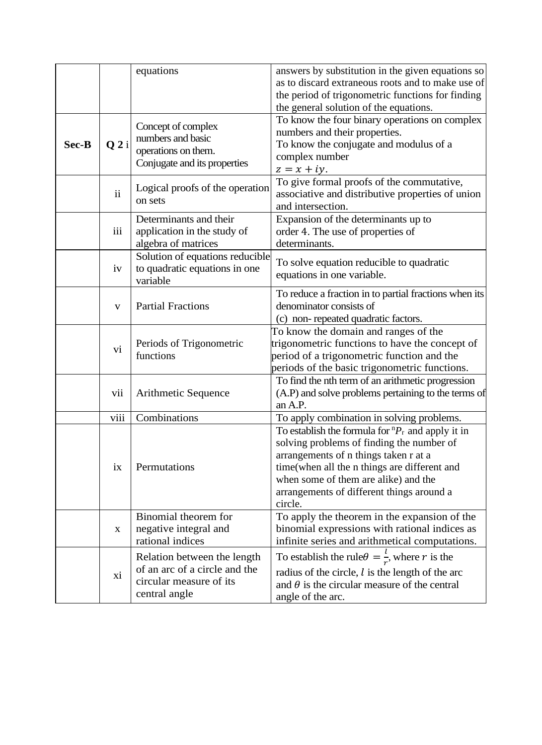| | | | |
|---|---|---|---|
| | | equations | answers by substitution in the given equations so as to discard extraneous roots and to make use of the period of trigonometric functions for finding the general solution of the equations. |
| **Sec-B** | **Q 2** i | Concept of complex numbers and basic operations on them. Conjugate and its properties | To know the four binary operations on complex numbers and their properties. To know the conjugate and modulus of a complex number $z = x + iy$. |
| | ii | Logical proofs of the operation on sets | To give formal proofs of the commutative, associative and distributive properties of union and intersection. |
| | iii | Determinants and their application in the study of algebra of matrices | Expansion of the determinants up to order 4. The use of properties of determinants. |
| | iv | Solution of equations reducible to quadratic equations in one variable | To solve equation reducible to quadratic equations in one variable. |
| | v | Partial Fractions | To reduce a fraction in to partial fractions when its denominator consists of (c) non- repeated quadratic factors. |
| | vi | Periods of Trigonometric functions | To know the domain and ranges of the trigonometric functions to have the concept of period of a trigonometric function and the periods of the basic trigonometric functions. |
| | vii | Arithmetic Sequence | To find the nth term of an arithmetic progression (A.P) and solve problems pertaining to the terms of an A.P. |
| | viii | Combinations | To apply combination in solving problems. |
| | ix | Permutations | To establish the formula for $^nP_r$ and apply it in solving problems of finding the number of arrangements of n things taken r at a time(when all the n things are different and when some of them are alike) and the arrangements of different things around a circle. |
| | x | Binomial theorem for negative integral and rational indices | To apply the theorem in the expansion of the binomial expressions with rational indices as infinite series and arithmetical computations. |
| | xi | Relation between the length of an arc of a circle and the circular measure of its central angle | To establish the rule $\theta = \frac{l}{r}$, where $r$ is the radius of the circle, $l$ is the length of the arc and $\theta$ is the circular measure of the central angle of the arc. |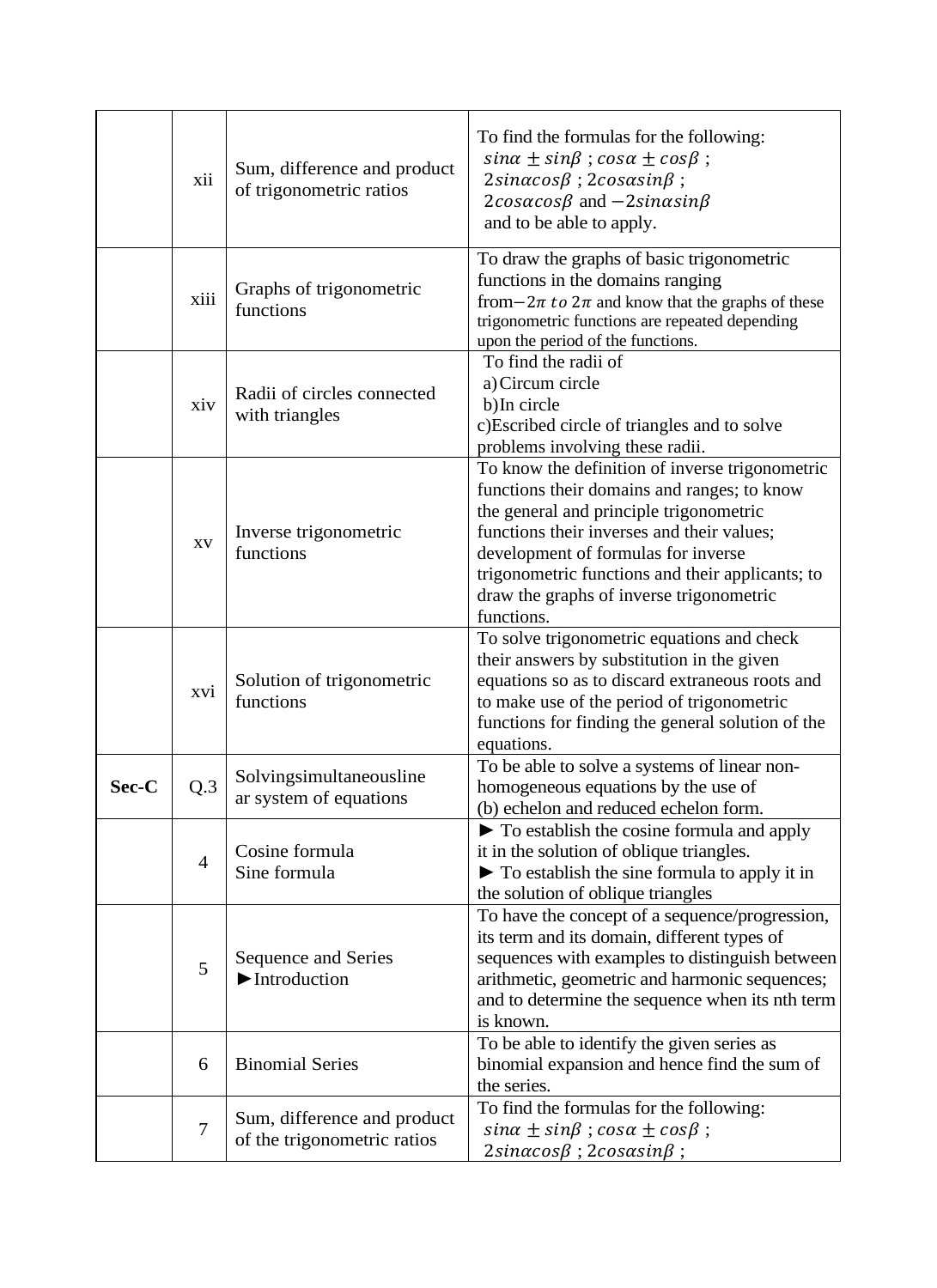| | | | |
|---|---|---|---|
| | xii | Sum, difference and product of trigonometric ratios | To find the formulas for the following: $sin\alpha \pm sin\beta$ ; $cos\alpha \pm cos\beta$ ; $2sin\alpha cos\beta$ ; $2cos\alpha sin\beta$ ; $2cos\alpha cos\beta$ and $-2sin\alpha sin\beta$ and to be able to apply. |
| | xiii | Graphs of trigonometric functions | To draw the graphs of basic trigonometric functions in the domains ranging from$-2\pi$ $to$ $2\pi$ and know that the graphs of these trigonometric functions are repeated depending upon the period of the functions. |
| | xiv | Radii of circles connected with triangles | To find the radii of a) Circum circle b) In circle c) Escribed circle of triangles and to solve problems involving these radii. |
| | xv | Inverse trigonometric functions | To know the definition of inverse trigonometric functions their domains and ranges; to know the general and principle trigonometric functions their inverses and their values; development of formulas for inverse trigonometric functions and their applicants; to draw the graphs of inverse trigonometric functions. |
| | xvi | Solution of trigonometric functions | To solve trigonometric equations and check their answers by substitution in the given equations so as to discard extraneous roots and to make use of the period of trigonometric functions for finding the general solution of the equations. |
| **Sec-C** | Q.3 | Solvingsimultaneousline ar system of equations | To be able to solve a systems of linear non-homogeneous equations by the use of (b) echelon and reduced echelon form. |
| | 4 | Cosine formula Sine formula | ► To establish the cosine formula and apply it in the solution of oblique triangles. ► To establish the sine formula to apply it in the solution of oblique triangles |
| | 5 | Sequence and Series ►Introduction | To have the concept of a sequence/progression, its term and its domain, different types of sequences with examples to distinguish between arithmetic, geometric and harmonic sequences; and to determine the sequence when its nth term is known. |
| | 6 | Binomial Series | To be able to identify the given series as binomial expansion and hence find the sum of the series. |
| | 7 | Sum, difference and product of the trigonometric ratios | To find the formulas for the following: $sin\alpha \pm sin\beta$ ; $cos\alpha \pm cos\beta$ ; $2sin\alpha cos\beta$ ; $2cos\alpha sin\beta$ ; |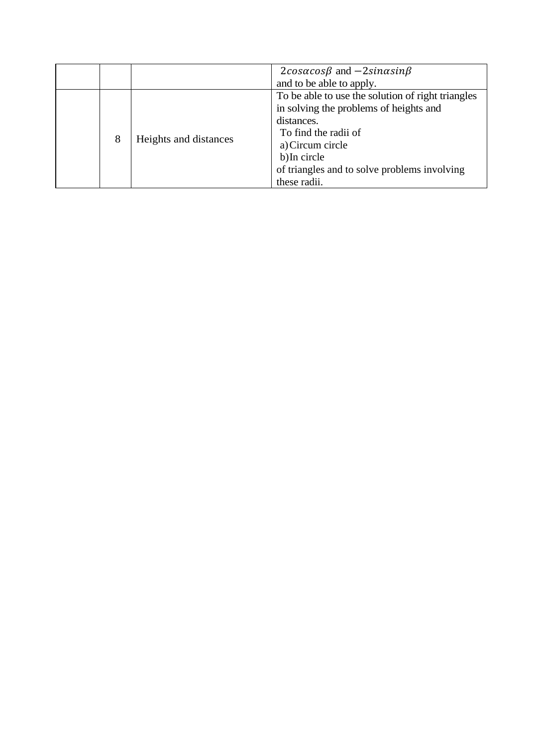| | | | |
|---|---|---|---|
| | | | $2cos\alpha cos\beta$ and $-2sin\alpha sin\beta$<br>and to be able to apply. |
| | 8 | Heights and distances | To be able to use the solution of right triangles in solving the problems of heights and distances.<br>To find the radii of<br>a) Circum circle<br>b) In circle<br>of triangles and to solve problems involving these radii. |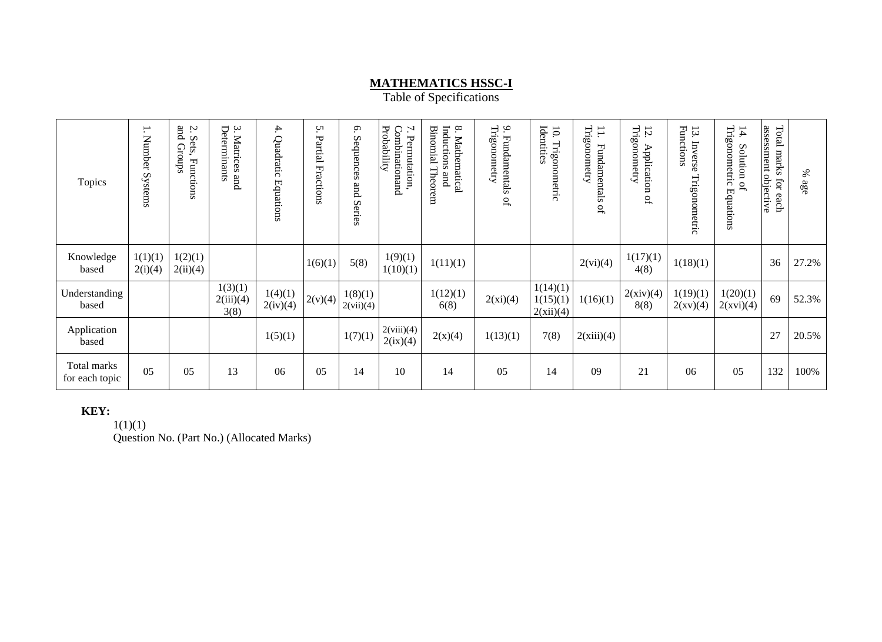## MATHEMATICS HSSC-I

Table of Specifications

| Topics | 1. Number Systems | 2. Sets, Functions and Groups | 3. Matrices and Determinants | 4. Quadratic Equations | 5. Partial Fractions | 6. Sequences and Series | 7. Permutation, Combinationand Probability | 8. Mathematical Inductions and Binomial Theorem | 9. Fundamentals of Trigonometry | 10. Trigonometric Identities | 11. Fundamentals of Trigonometry | 12. Application of Trigonometry | 13. Inverse Trigonometric Functions | 14. Solution of Trigonometric Equations | Total marks for each assessment objective | % age |
|---|---|---|---|---|---|---|---|---|---|---|---|---|---|---|---|---|
| Knowledge based | 1(1)(1) 2(i)(4) | 1(2)(1) 2(ii)(4) | | | 1(6)(1) | 5(8) | 1(9)(1) 1(10)(1) | 1(11)(1) | | | 2(vi)(4) | 1(17)(1) 4(8) | 1(18)(1) | | 36 | 27.2% |
| Understanding based | | | 1(3)(1) 2(iii)(4) 3(8) | 1(4)(1) 2(iv)(4) | 2(v)(4) | 1(8)(1) 2(vii)(4) | | 1(12)(1) 6(8) | 2(xi)(4) | 1(14)(1) 1(15)(1) 2(xii)(4) | 1(16)(1) | 2(xiv)(4) 8(8) | 1(19)(1) 2(xv)(4) | 1(20)(1) 2(xvi)(4) | 69 | 52.3% |
| Application based | | | | 1(5)(1) | | 1(7)(1) | 2(viii)(4) 2(ix)(4) | 2(x)(4) | 1(13)(1) | 7(8) | 2(xiii)(4) | | | | 27 | 20.5% |
| Total marks for each topic | 05 | 05 | 13 | 06 | 05 | 14 | 10 | 14 | 05 | 14 | 09 | 21 | 06 | 05 | 132 | 100% |

**KEY:**

1(1)(1)
Question No. (Part No.) (Allocated Marks)